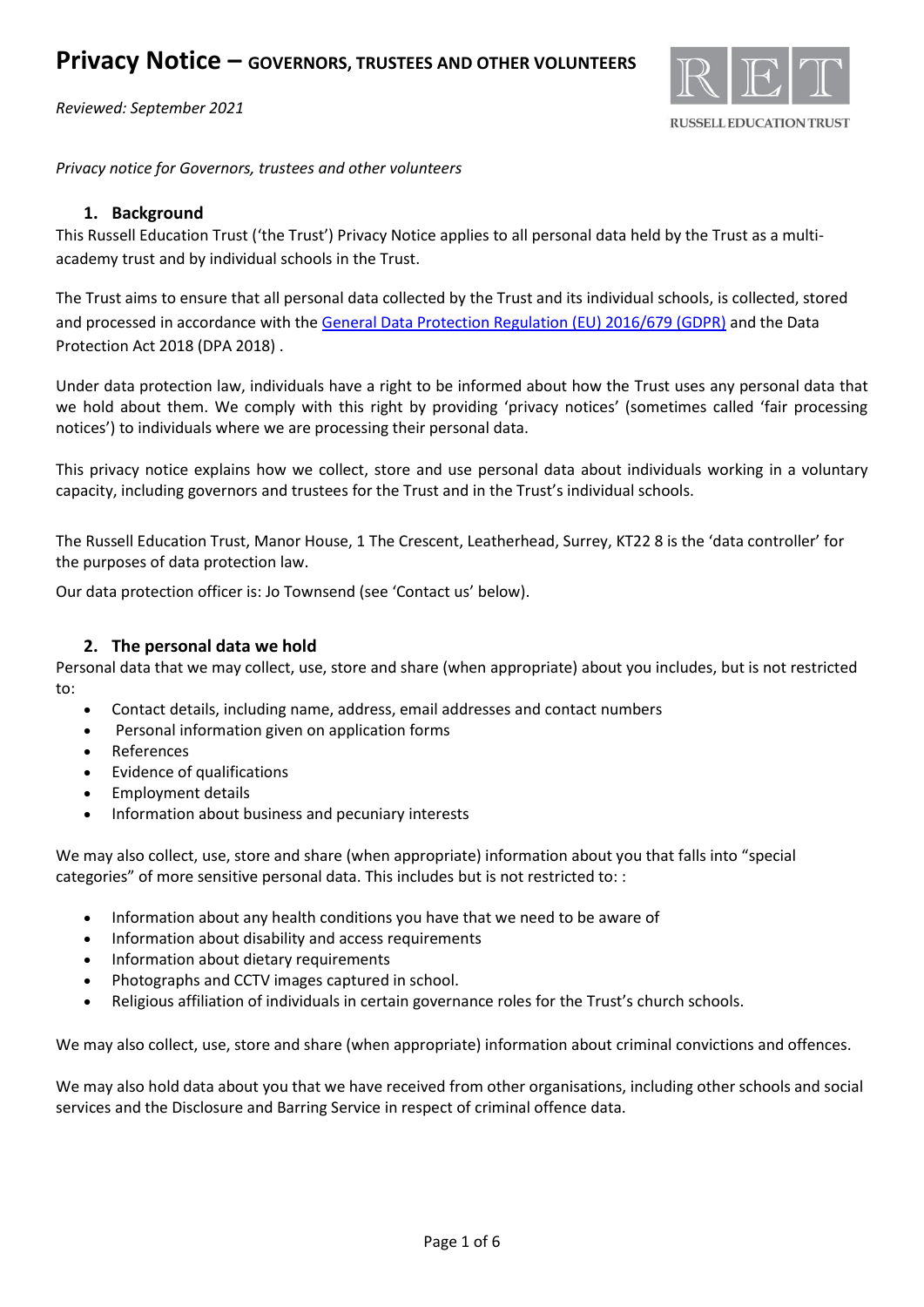# Privacy Notice – GOVERNORS, TRUSTEES AND OTHER VOLUNTEERS

*Reviewed: September 2021*

RUSSELL EDUCATION TRUST

*Privacy notice for Governors, trustees and other volunteers*

## 1. Background

This Russell Education Trust ('the Trust') Privacy Notice applies to all personal data held by the Trust as a multi-academy trust and by individual schools in the Trust.

The Trust aims to ensure that all personal data collected by the Trust and its individual schools, is collected, stored and processed in accordance with the General Data Protection Regulation (EU) 2016/679 (GDPR) and the Data Protection Act 2018 (DPA 2018) .

Under data protection law, individuals have a right to be informed about how the Trust uses any personal data that we hold about them. We comply with this right by providing 'privacy notices' (sometimes called 'fair processing notices') to individuals where we are processing their personal data.

This privacy notice explains how we collect, store and use personal data about individuals working in a voluntary capacity, including governors and trustees for the Trust and in the Trust's individual schools.

The Russell Education Trust, Manor House, 1 The Crescent, Leatherhead, Surrey, KT22 8 is the 'data controller' for the purposes of data protection law.

Our data protection officer is: Jo Townsend (see 'Contact us' below).

## 2. The personal data we hold

Personal data that we may collect, use, store and share (when appropriate) about you includes, but is not restricted to:

- Contact details, including name, address, email addresses and contact numbers
- Personal information given on application forms
- References
- Evidence of qualifications
- Employment details
- Information about business and pecuniary interests

We may also collect, use, store and share (when appropriate) information about you that falls into "special categories" of more sensitive personal data. This includes but is not restricted to: :

- Information about any health conditions you have that we need to be aware of
- Information about disability and access requirements
- Information about dietary requirements
- Photographs and CCTV images captured in school.
- Religious affiliation of individuals in certain governance roles for the Trust's church schools.

We may also collect, use, store and share (when appropriate) information about criminal convictions and offences.

We may also hold data about you that we have received from other organisations, including other schools and social services and the Disclosure and Barring Service in respect of criminal offence data.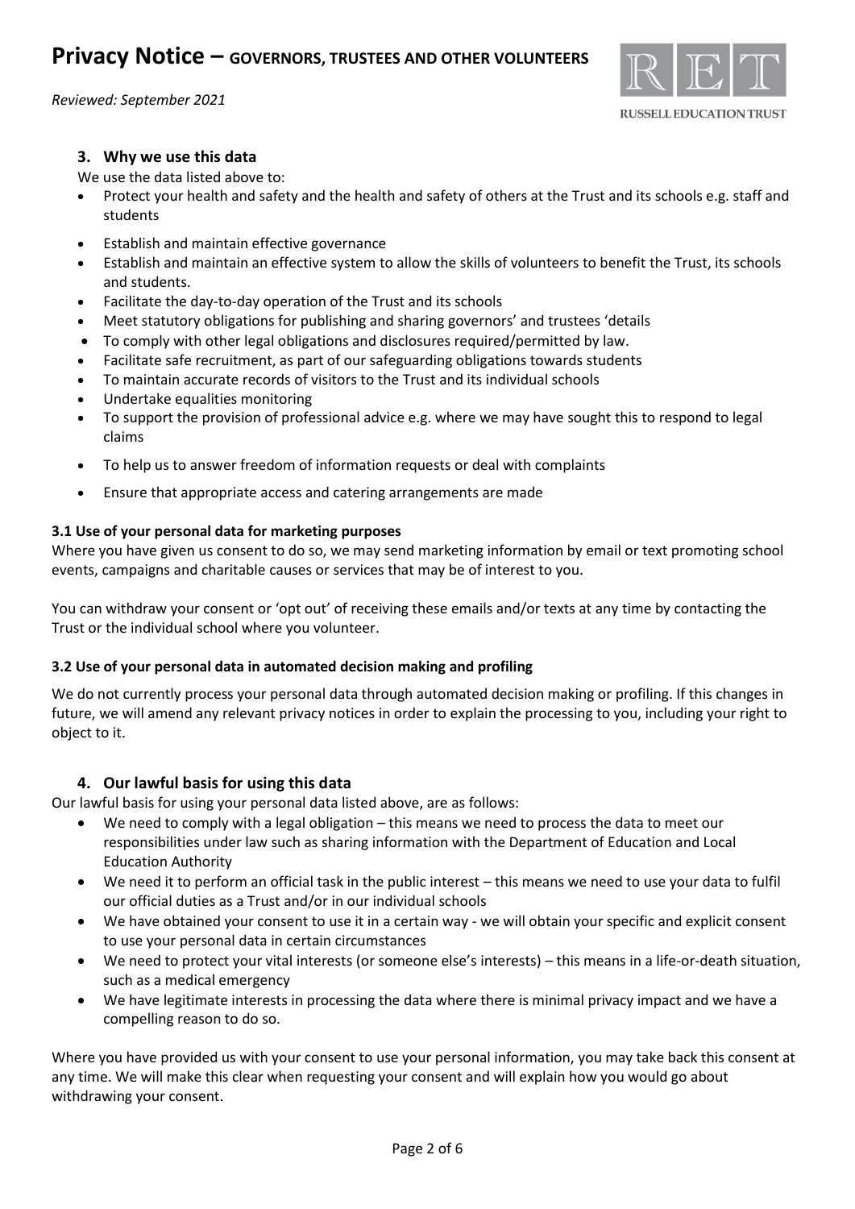## 3. Why we use this data

We use the data listed above to:

- Protect your health and safety and the health and safety of others at the Trust and its schools e.g. staff and students
- Establish and maintain effective governance
- Establish and maintain an effective system to allow the skills of volunteers to benefit the Trust, its schools and students.
- Facilitate the day-to-day operation of the Trust and its schools
- Meet statutory obligations for publishing and sharing governors' and trustees 'details
- To comply with other legal obligations and disclosures required/permitted by law.
- Facilitate safe recruitment, as part of our safeguarding obligations towards students
- To maintain accurate records of visitors to the Trust and its individual schools
- Undertake equalities monitoring
- To support the provision of professional advice e.g. where we may have sought this to respond to legal claims
- To help us to answer freedom of information requests or deal with complaints
- Ensure that appropriate access and catering arrangements are made

### 3.1 Use of your personal data for marketing purposes

Where you have given us consent to do so, we may send marketing information by email or text promoting school events, campaigns and charitable causes or services that may be of interest to you.

You can withdraw your consent or 'opt out' of receiving these emails and/or texts at any time by contacting the Trust or the individual school where you volunteer.

### 3.2 Use of your personal data in automated decision making and profiling

We do not currently process your personal data through automated decision making or profiling. If this changes in future, we will amend any relevant privacy notices in order to explain the processing to you, including your right to object to it.

## 4. Our lawful basis for using this data

Our lawful basis for using your personal data listed above, are as follows:

- We need to comply with a legal obligation – this means we need to process the data to meet our responsibilities under law such as sharing information with the Department of Education and Local Education Authority
- We need it to perform an official task in the public interest – this means we need to use your data to fulfil our official duties as a Trust and/or in our individual schools
- We have obtained your consent to use it in a certain way - we will obtain your specific and explicit consent to use your personal data in certain circumstances
- We need to protect your vital interests (or someone else's interests) – this means in a life-or-death situation, such as a medical emergency
- We have legitimate interests in processing the data where there is minimal privacy impact and we have a compelling reason to do so.

Where you have provided us with your consent to use your personal information, you may take back this consent at any time. We will make this clear when requesting your consent and will explain how you would go about withdrawing your consent.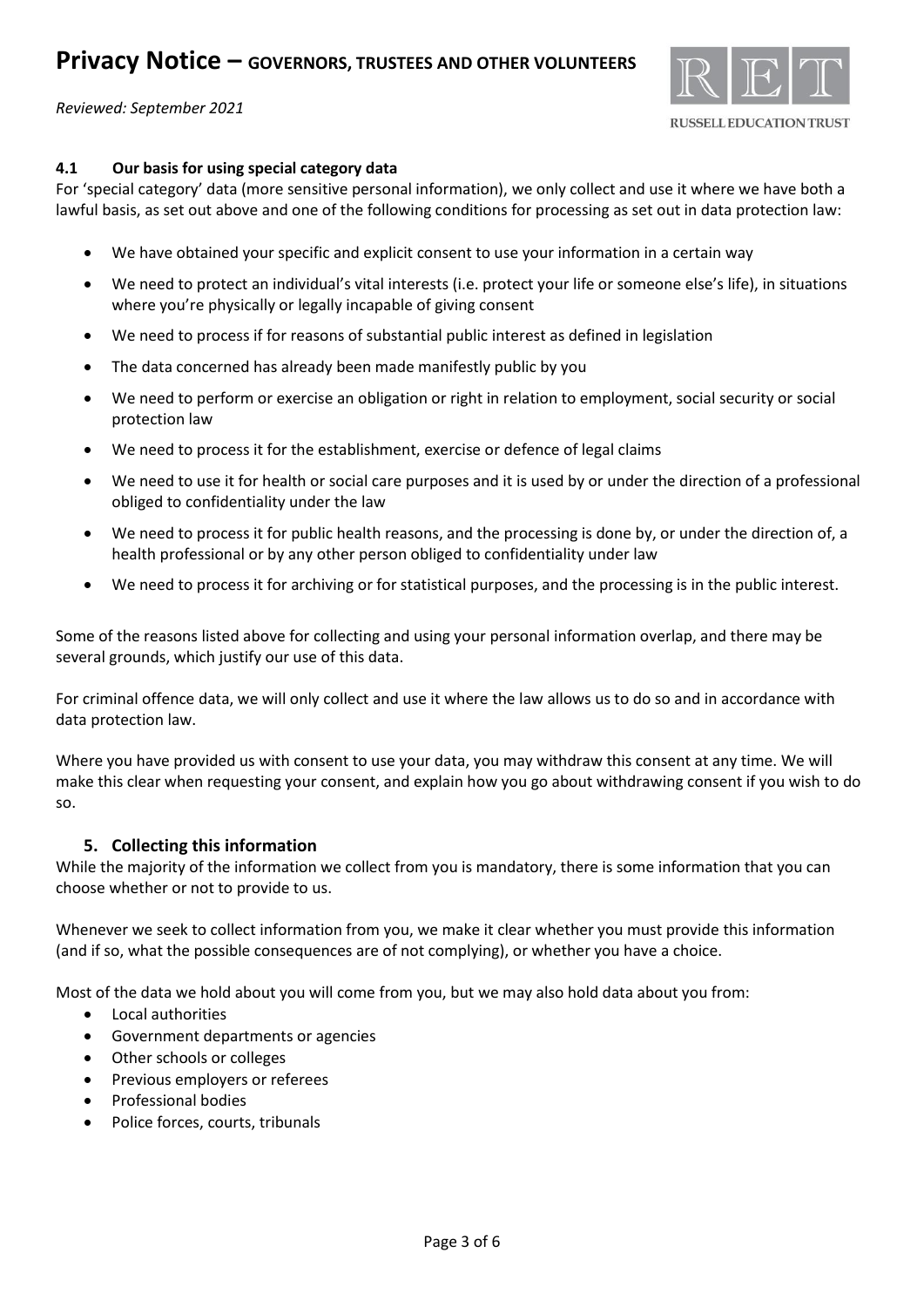### 4.1 Our basis for using special category data

For 'special category' data (more sensitive personal information), we only collect and use it where we have both a lawful basis, as set out above and one of the following conditions for processing as set out in data protection law:

- We have obtained your specific and explicit consent to use your information in a certain way
- We need to protect an individual's vital interests (i.e. protect your life or someone else's life), in situations where you're physically or legally incapable of giving consent
- We need to process if for reasons of substantial public interest as defined in legislation
- The data concerned has already been made manifestly public by you
- We need to perform or exercise an obligation or right in relation to employment, social security or social protection law
- We need to process it for the establishment, exercise or defence of legal claims
- We need to use it for health or social care purposes and it is used by or under the direction of a professional obliged to confidentiality under the law
- We need to process it for public health reasons, and the processing is done by, or under the direction of, a health professional or by any other person obliged to confidentiality under law
- We need to process it for archiving or for statistical purposes, and the processing is in the public interest.

Some of the reasons listed above for collecting and using your personal information overlap, and there may be several grounds, which justify our use of this data.

For criminal offence data, we will only collect and use it where the law allows us to do so and in accordance with data protection law.

Where you have provided us with consent to use your data, you may withdraw this consent at any time. We will make this clear when requesting your consent, and explain how you go about withdrawing consent if you wish to do so.

## 5. Collecting this information

While the majority of the information we collect from you is mandatory, there is some information that you can choose whether or not to provide to us.

Whenever we seek to collect information from you, we make it clear whether you must provide this information (and if so, what the possible consequences are of not complying), or whether you have a choice.

Most of the data we hold about you will come from you, but we may also hold data about you from:

- Local authorities
- Government departments or agencies
- Other schools or colleges
- Previous employers or referees
- Professional bodies
- Police forces, courts, tribunals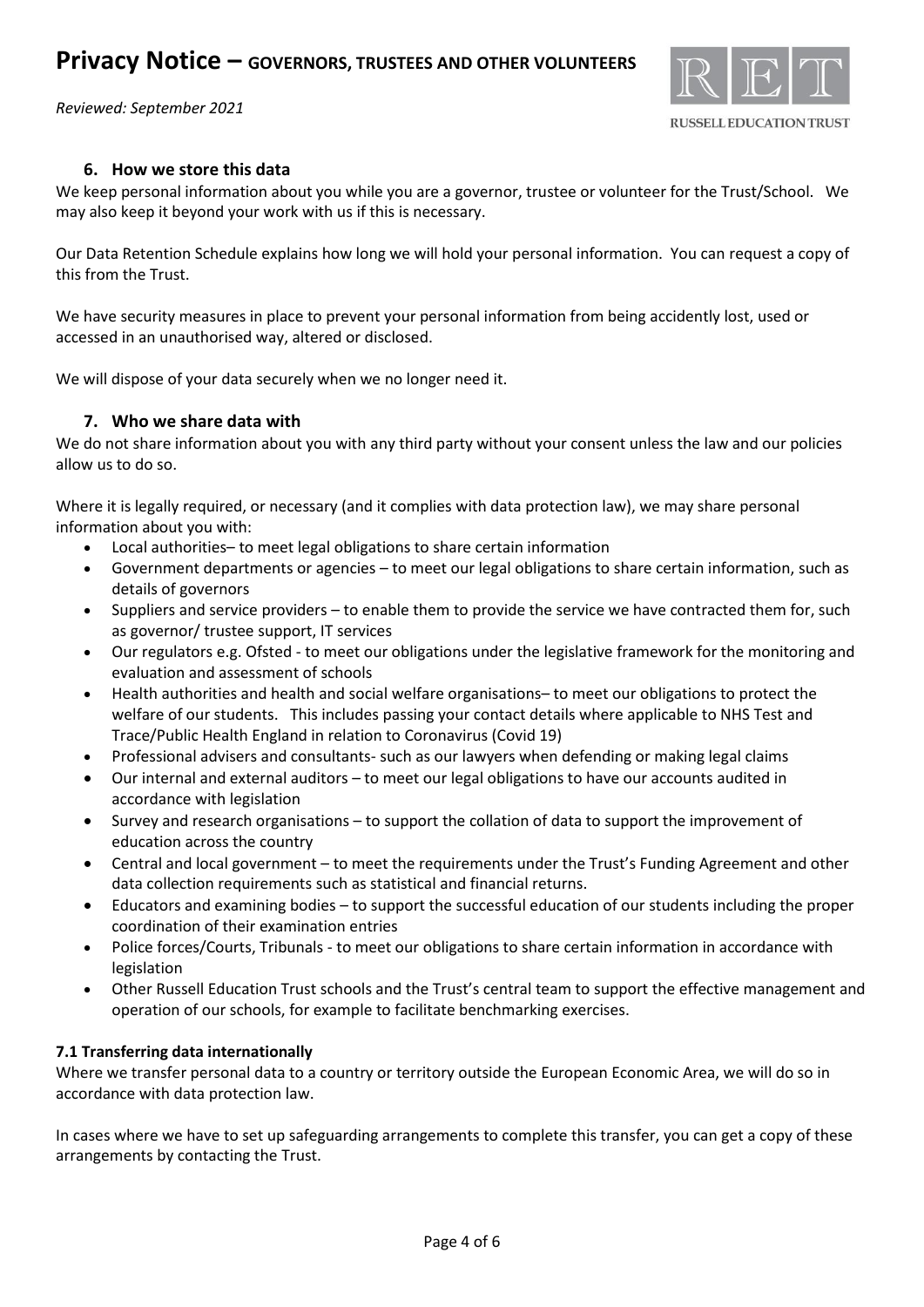## 6. How we store this data

We keep personal information about you while you are a governor, trustee or volunteer for the Trust/School. We may also keep it beyond your work with us if this is necessary.

Our Data Retention Schedule explains how long we will hold your personal information. You can request a copy of this from the Trust.

We have security measures in place to prevent your personal information from being accidently lost, used or accessed in an unauthorised way, altered or disclosed.

We will dispose of your data securely when we no longer need it.

## 7. Who we share data with

We do not share information about you with any third party without your consent unless the law and our policies allow us to do so.

Where it is legally required, or necessary (and it complies with data protection law), we may share personal information about you with:

- Local authorities– to meet legal obligations to share certain information
- Government departments or agencies – to meet our legal obligations to share certain information, such as details of governors
- Suppliers and service providers – to enable them to provide the service we have contracted them for, such as governor/ trustee support, IT services
- Our regulators e.g. Ofsted - to meet our obligations under the legislative framework for the monitoring and evaluation and assessment of schools
- Health authorities and health and social welfare organisations– to meet our obligations to protect the welfare of our students. This includes passing your contact details where applicable to NHS Test and Trace/Public Health England in relation to Coronavirus (Covid 19)
- Professional advisers and consultants- such as our lawyers when defending or making legal claims
- Our internal and external auditors – to meet our legal obligations to have our accounts audited in accordance with legislation
- Survey and research organisations – to support the collation of data to support the improvement of education across the country
- Central and local government – to meet the requirements under the Trust's Funding Agreement and other data collection requirements such as statistical and financial returns.
- Educators and examining bodies – to support the successful education of our students including the proper coordination of their examination entries
- Police forces/Courts, Tribunals - to meet our obligations to share certain information in accordance with legislation
- Other Russell Education Trust schools and the Trust's central team to support the effective management and operation of our schools, for example to facilitate benchmarking exercises.

### 7.1 Transferring data internationally

Where we transfer personal data to a country or territory outside the European Economic Area, we will do so in accordance with data protection law.

In cases where we have to set up safeguarding arrangements to complete this transfer, you can get a copy of these arrangements by contacting the Trust.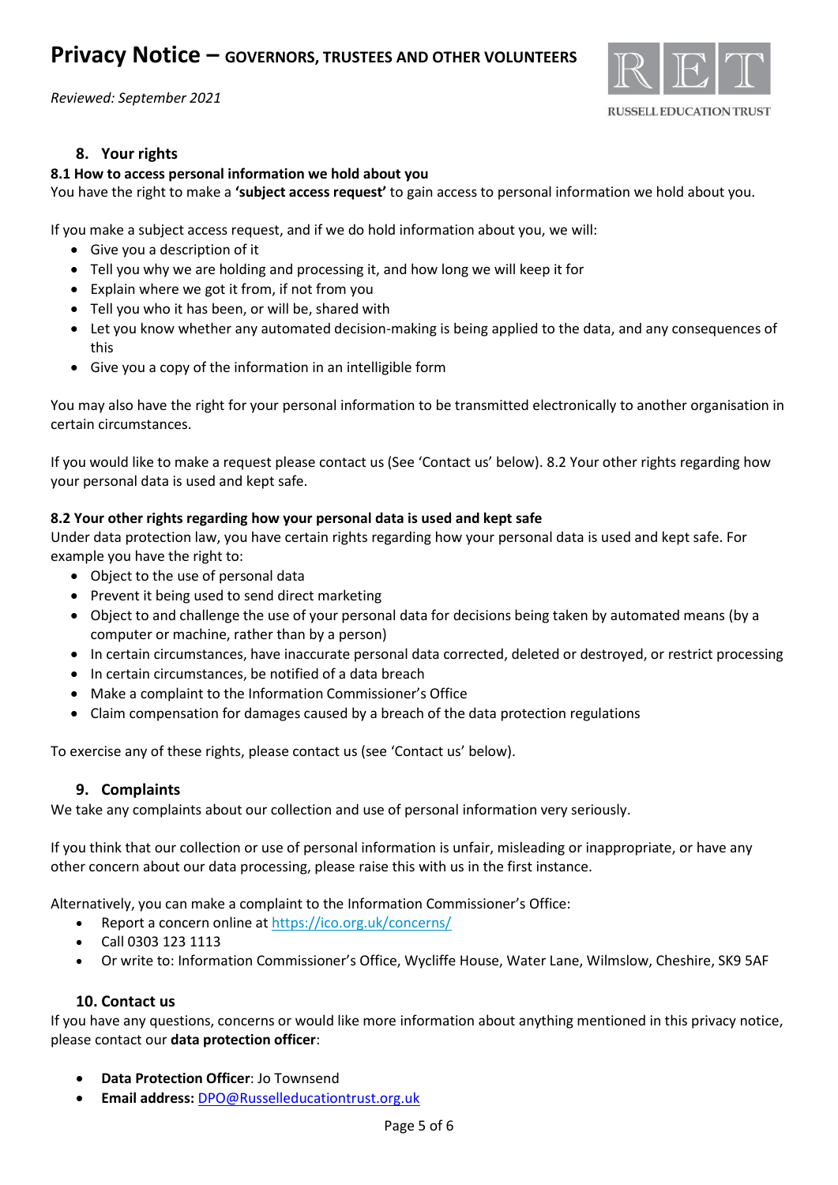## 8. Your rights

### 8.1 How to access personal information we hold about you

You have the right to make a **'subject access request'** to gain access to personal information we hold about you.

If you make a subject access request, and if we do hold information about you, we will:

- Give you a description of it
- Tell you why we are holding and processing it, and how long we will keep it for
- Explain where we got it from, if not from you
- Tell you who it has been, or will be, shared with
- Let you know whether any automated decision-making is being applied to the data, and any consequences of this
- Give you a copy of the information in an intelligible form

You may also have the right for your personal information to be transmitted electronically to another organisation in certain circumstances.

If you would like to make a request please contact us (See 'Contact us' below). 8.2 Your other rights regarding how your personal data is used and kept safe.

### 8.2 Your other rights regarding how your personal data is used and kept safe

Under data protection law, you have certain rights regarding how your personal data is used and kept safe. For example you have the right to:

- Object to the use of personal data
- Prevent it being used to send direct marketing
- Object to and challenge the use of your personal data for decisions being taken by automated means (by a computer or machine, rather than by a person)
- In certain circumstances, have inaccurate personal data corrected, deleted or destroyed, or restrict processing
- In certain circumstances, be notified of a data breach
- Make a complaint to the Information Commissioner's Office
- Claim compensation for damages caused by a breach of the data protection regulations

To exercise any of these rights, please contact us (see 'Contact us' below).

## 9. Complaints

We take any complaints about our collection and use of personal information very seriously.

If you think that our collection or use of personal information is unfair, misleading or inappropriate, or have any other concern about our data processing, please raise this with us in the first instance.

Alternatively, you can make a complaint to the Information Commissioner's Office:

- Report a concern online at https://ico.org.uk/concerns/
- Call 0303 123 1113
- Or write to: Information Commissioner's Office, Wycliffe House, Water Lane, Wilmslow, Cheshire, SK9 5AF

## 10. Contact us

If you have any questions, concerns or would like more information about anything mentioned in this privacy notice, please contact our **data protection officer**:

- **Data Protection Officer**: Jo Townsend
- **Email address:** DPO@Russelleducationtrust.org.uk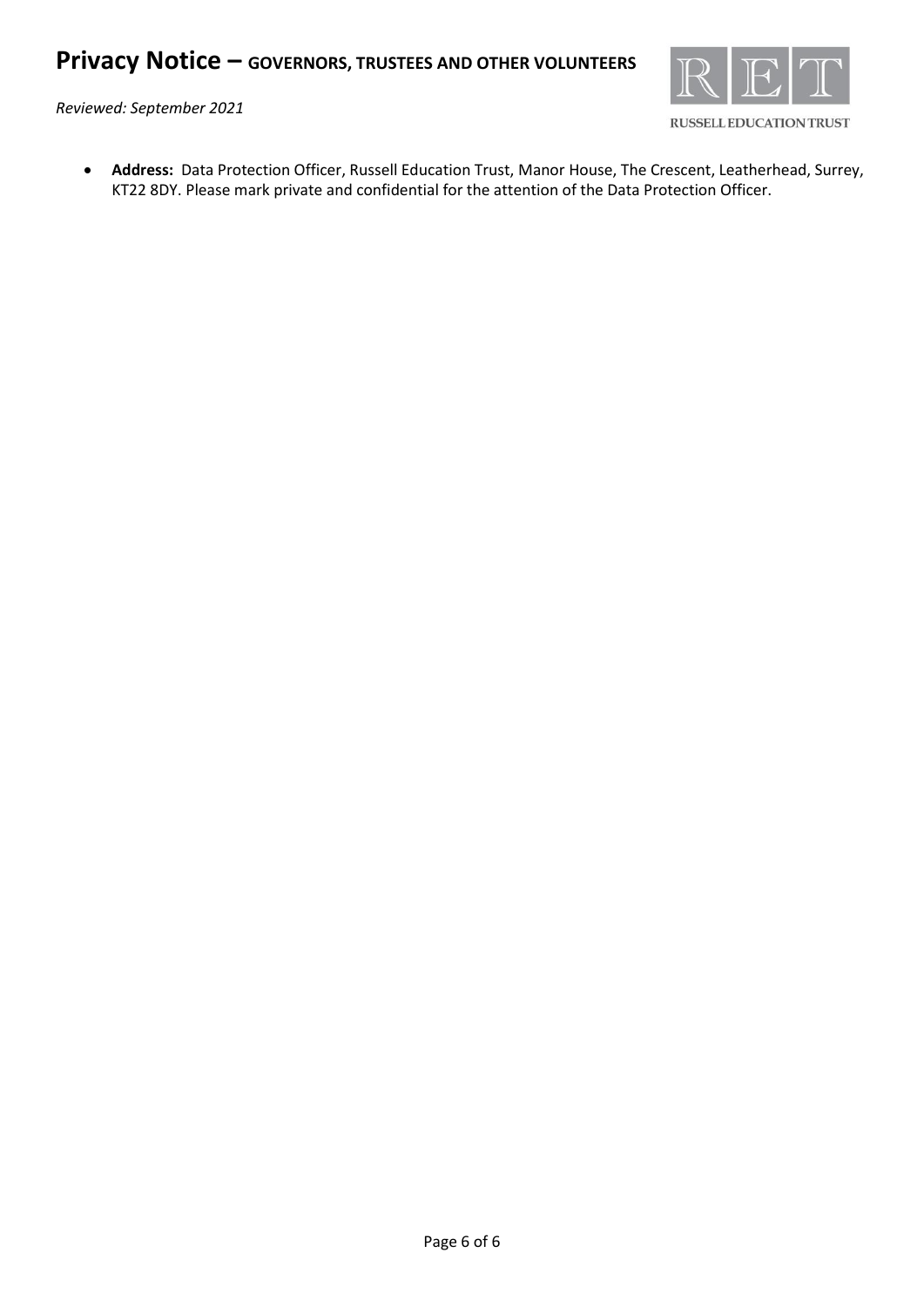- **Address:** Data Protection Officer, Russell Education Trust, Manor House, The Crescent, Leatherhead, Surrey, KT22 8DY. Please mark private and confidential for the attention of the Data Protection Officer.